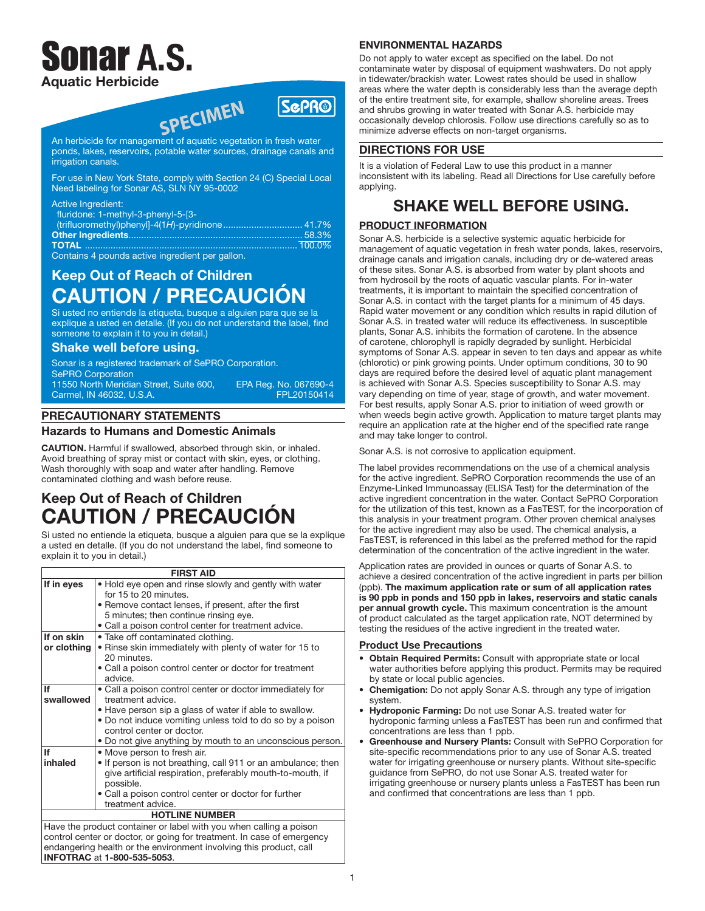# Sonar A.S.

**Aquatic Herbicide**

SPECIMEN

SePRO

An herbicide for management of aquatic vegetation in fresh water ponds, lakes, reservoirs, potable water sources, drainage canals and irrigation canals.

For use in New York State, comply with Section 24 (C) Special Local Need labeling for Sonar AS, SLN NY 95-0002

Active Ingredient:
fluridone: 1-methyl-3-phenyl-5-[3-(trifluoromethyl)phenyl]-4(1*H*)-pyridinone.............................. 41.7%
**Other Ingredients**.................................................................. 58.3%
**TOTAL** ................................................................................ 100.0%
Contains 4 pounds active ingredient per gallon.

## Keep Out of Reach of Children

## CAUTION / PRECAUCIÓN

Si usted no entiende la etiqueta, busque a alguien para que se la explique a usted en detalle. (If you do not understand the label, find someone to explain it to you in detail.)

### Shake well before using.

Sonar is a registered trademark of SePRO Corporation.
SePRO Corporation
11550 North Meridian Street, Suite 600,
Carmel, IN 46032, U.S.A.

EPA Reg. No. 067690-4
FPL20150414

## PRECAUTIONARY STATEMENTS

### Hazards to Humans and Domestic Animals

**CAUTION.** Harmful if swallowed, absorbed through skin, or inhaled. Avoid breathing of spray mist or contact with skin, eyes, or clothing. Wash thoroughly with soap and water after handling. Remove contaminated clothing and wash before reuse.

## Keep Out of Reach of Children

## CAUTION / PRECAUCIÓN

Si usted no entiende la etiqueta, busque a alguien para que se la explique a usted en detalle. (If you do not understand the label, find someone to explain it to you in detail.)

| FIRST AID | |
|---|---|
| **If in eyes** | • Hold eye open and rinse slowly and gently with water for 15 to 20 minutes.<br>• Remove contact lenses, if present, after the first 5 minutes; then continue rinsing eye.<br>• Call a poison control center for treatment advice. |
| **If on skin or clothing** | • Take off contaminated clothing.<br>• Rinse skin immediately with plenty of water for 15 to 20 minutes.<br>• Call a poison control center or doctor for treatment advice. |
| **If swallowed** | • Call a poison control center or doctor immediately for treatment advice.<br>• Have person sip a glass of water if able to swallow.<br>• Do not induce vomiting unless told to do so by a poison control center or doctor.<br>• Do not give anything by mouth to an unconscious person. |
| **If inhaled** | • Move person to fresh air.<br>• If person is not breathing, call 911 or an ambulance; then give artificial respiration, preferably mouth-to-mouth, if possible.<br>• Call a poison control center or doctor for further treatment advice. |
| **HOTLINE NUMBER** | |
| Have the product container or label with you when calling a poison control center or doctor, or going for treatment. In case of emergency endangering health or the environment involving this product, call **INFOTRAC** at **1-800-535-5053**. | |

## ENVIRONMENTAL HAZARDS

Do not apply to water except as specified on the label. Do not contaminate water by disposal of equipment washwaters. Do not apply in tidewater/brackish water. Lowest rates should be used in shallow areas where the water depth is considerably less than the average depth of the entire treatment site, for example, shallow shoreline areas. Trees and shrubs growing in water treated with Sonar A.S. herbicide may occasionally develop chlorosis. Follow use directions carefully so as to minimize adverse effects on non-target organisms.

## DIRECTIONS FOR USE

It is a violation of Federal Law to use this product in a manner inconsistent with its labeling. Read all Directions for Use carefully before applying.

## SHAKE WELL BEFORE USING.

### PRODUCT INFORMATION

Sonar A.S. herbicide is a selective systemic aquatic herbicide for management of aquatic vegetation in fresh water ponds, lakes, reservoirs, drainage canals and irrigation canals, including dry or de-watered areas of these sites. Sonar A.S. is absorbed from water by plant shoots and from hydrosoil by the roots of aquatic vascular plants. For in-water treatments, it is important to maintain the specified concentration of Sonar A.S. in contact with the target plants for a minimum of 45 days. Rapid water movement or any condition which results in rapid dilution of Sonar A.S. in treated water will reduce its effectiveness. In susceptible plants, Sonar A.S. inhibits the formation of carotene. In the absence of carotene, chlorophyll is rapidly degraded by sunlight. Herbicidal symptoms of Sonar A.S. appear in seven to ten days and appear as white (chlorotic) or pink growing points. Under optimum conditions, 30 to 90 days are required before the desired level of aquatic plant management is achieved with Sonar A.S. Species susceptibility to Sonar A.S. may vary depending on time of year, stage of growth, and water movement. For best results, apply Sonar A.S. prior to initiation of weed growth or when weeds begin active growth. Application to mature target plants may require an application rate at the higher end of the specified rate range and may take longer to control.

Sonar A.S. is not corrosive to application equipment.

The label provides recommendations on the use of a chemical analysis for the active ingredient. SePRO Corporation recommends the use of an Enzyme-Linked Immunoassay (ELISA Test) for the determination of the active ingredient concentration in the water. Contact SePRO Corporation for the utilization of this test, known as a FasTEST, for the incorporation of this analysis in your treatment program. Other proven chemical analyses for the active ingredient may also be used. The chemical analysis, a FasTEST, is referenced in this label as the preferred method for the rapid determination of the concentration of the active ingredient in the water.

Application rates are provided in ounces or quarts of Sonar A.S. to achieve a desired concentration of the active ingredient in parts per billion (ppb). **The maximum application rate or sum of all application rates is 90 ppb in ponds and 150 ppb in lakes, reservoirs and static canals per annual growth cycle.** This maximum concentration is the amount of product calculated as the target application rate, NOT determined by testing the residues of the active ingredient in the treated water.

### Product Use Precautions

- **Obtain Required Permits:** Consult with appropriate state or local water authorities before applying this product. Permits may be required by state or local public agencies.
- **Chemigation:** Do not apply Sonar A.S. through any type of irrigation system.
- **Hydroponic Farming:** Do not use Sonar A.S. treated water for hydroponic farming unless a FasTEST has been run and confirmed that concentrations are less than 1 ppb.
- **Greenhouse and Nursery Plants:** Consult with SePRO Corporation for site-specific recommendations prior to any use of Sonar A.S. treated water for irrigating greenhouse or nursery plants. Without site-specific guidance from SePRO, do not use Sonar A.S. treated water for irrigating greenhouse or nursery plants unless a FasTEST has been run and confirmed that concentrations are less than 1 ppb.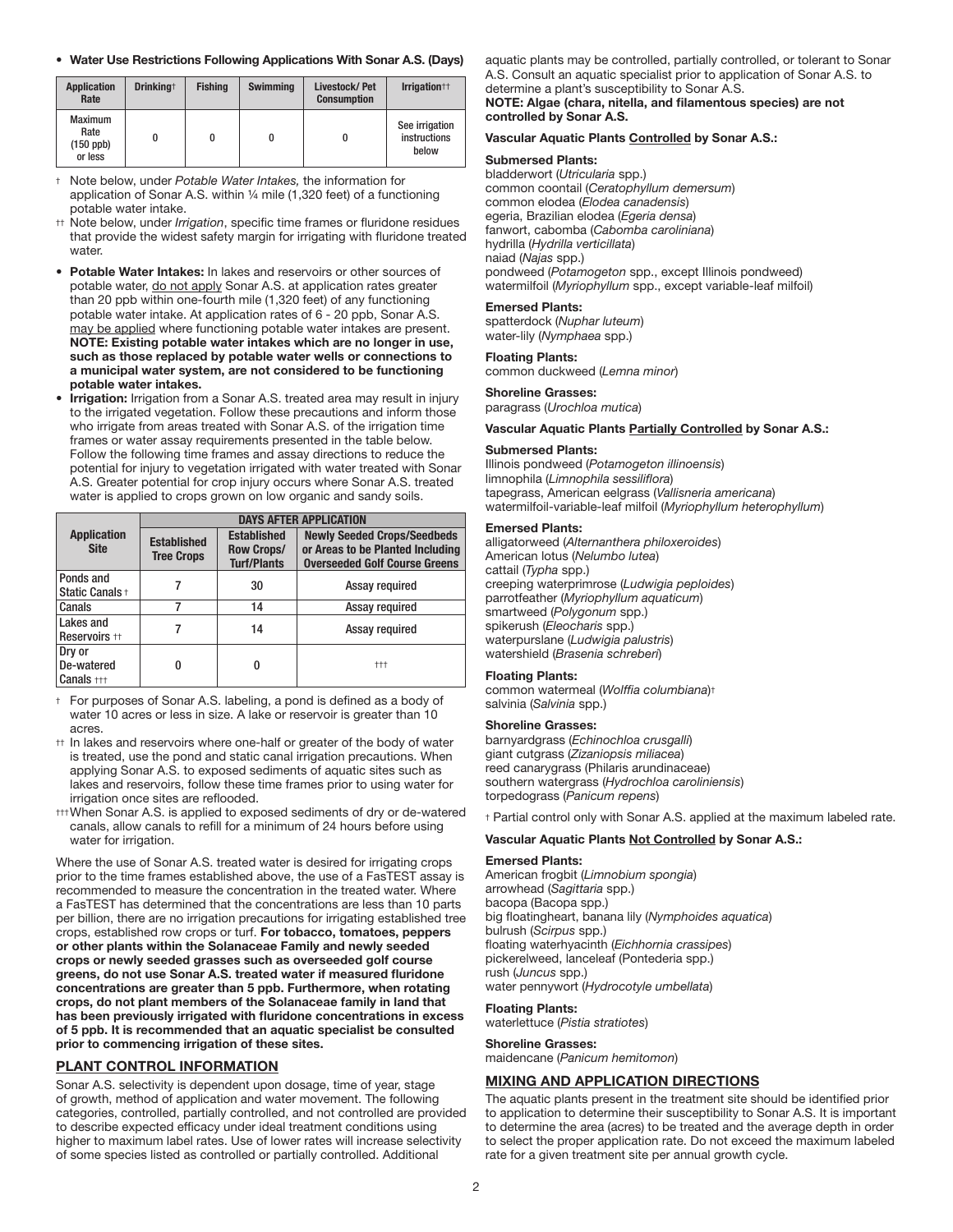- **Water Use Restrictions Following Applications With Sonar A.S. (Days)**

| Application Rate | Drinking† | Fishing | Swimming | Livestock/ Pet Consumption | Irrigation†† |
|---|---|---|---|---|---|
| Maximum Rate (150 ppb) or less | 0 | 0 | 0 | 0 | See irrigation instructions below |

† Note below, under *Potable Water Intakes,* the information for application of Sonar A.S. within ¼ mile (1,320 feet) of a functioning potable water intake.

†† Note below, under *Irrigation*, specific time frames or fluridone residues that provide the widest safety margin for irrigating with fluridone treated water.

- **Potable Water Intakes:** In lakes and reservoirs or other sources of potable water, do not apply Sonar A.S. at application rates greater than 20 ppb within one-fourth mile (1,320 feet) of any functioning potable water intake. At application rates of 6 - 20 ppb, Sonar A.S. may be applied where functioning potable water intakes are present. **NOTE: Existing potable water intakes which are no longer in use, such as those replaced by potable water wells or connections to a municipal water system, are not considered to be functioning potable water intakes.**
- **Irrigation:** Irrigation from a Sonar A.S. treated area may result in injury to the irrigated vegetation. Follow these precautions and inform those who irrigate from areas treated with Sonar A.S. of the irrigation time frames or water assay requirements presented in the table below. Follow the following time frames and assay directions to reduce the potential for injury to vegetation irrigated with water treated with Sonar A.S. Greater potential for crop injury occurs where Sonar A.S. treated water is applied to crops grown on low organic and sandy soils.

| Application Site | DAYS AFTER APPLICATION | | |
|---|---|---|---|
| | Established Tree Crops | Established Row Crops/ Turf/Plants | Newly Seeded Crops/Seedbeds or Areas to be Planted Including Overseeded Golf Course Greens |
| Ponds and Static Canals † | 7 | 30 | Assay required |
| Canals | 7 | 14 | Assay required |
| Lakes and Reservoirs †† | 7 | 14 | Assay required |
| Dry or De-watered Canals ††† | 0 | 0 | ††† |

† For purposes of Sonar A.S. labeling, a pond is defined as a body of water 10 acres or less in size. A lake or reservoir is greater than 10 acres.

†† In lakes and reservoirs where one-half or greater of the body of water is treated, use the pond and static canal irrigation precautions. When applying Sonar A.S. to exposed sediments of aquatic sites such as lakes and reservoirs, follow these time frames prior to using water for irrigation once sites are reflooded.

††† When Sonar A.S. is applied to exposed sediments of dry or de-watered canals, allow canals to refill for a minimum of 24 hours before using water for irrigation.

Where the use of Sonar A.S. treated water is desired for irrigating crops prior to the time frames established above, the use of a FasTEST assay is recommended to measure the concentration in the treated water. Where a FasTEST has determined that the concentrations are less than 10 parts per billion, there are no irrigation precautions for irrigating established tree crops, established row crops or turf. **For tobacco, tomatoes, peppers or other plants within the Solanaceae Family and newly seeded crops or newly seeded grasses such as overseeded golf course greens, do not use Sonar A.S. treated water if measured fluridone concentrations are greater than 5 ppb. Furthermore, when rotating crops, do not plant members of the Solanaceae family in land that has been previously irrigated with fluridone concentrations in excess of 5 ppb. It is recommended that an aquatic specialist be consulted prior to commencing irrigation of these sites.**

## PLANT CONTROL INFORMATION

Sonar A.S. selectivity is dependent upon dosage, time of year, stage of growth, method of application and water movement. The following categories, controlled, partially controlled, and not controlled are provided to describe expected efficacy under ideal treatment conditions using higher to maximum label rates. Use of lower rates will increase selectivity of some species listed as controlled or partially controlled. Additional aquatic plants may be controlled, partially controlled, or tolerant to Sonar A.S. Consult an aquatic specialist prior to application of Sonar A.S. to determine a plant's susceptibility to Sonar A.S.

**NOTE: Algae (chara, nitella, and filamentous species) are not controlled by Sonar A.S.**

### Vascular Aquatic Plants Controlled by Sonar A.S.:

**Submersed Plants:**

bladderwort (*Utricularia* spp.)
common coontail (*Ceratophyllum demersum*)
common elodea (*Elodea canadensis*)
egeria, Brazilian elodea (*Egeria densa*)
fanwort, cabomba (*Cabomba caroliniana*)
hydrilla (*Hydrilla verticillata*)
naiad (*Najas* spp.)
pondweed (*Potamogeton* spp., except Illinois pondweed)
watermilfoil (*Myriophyllum* spp., except variable-leaf milfoil)

**Emersed Plants:**

spatterdock (*Nuphar luteum*)
water-lily (*Nymphaea* spp.)

**Floating Plants:**

common duckweed (*Lemna minor*)

**Shoreline Grasses:**

paragrass (*Urochloa mutica*)

### Vascular Aquatic Plants Partially Controlled by Sonar A.S.:

**Submersed Plants:**

Illinois pondweed (*Potamogeton illinoensis*)
limnophila (*Limnophila sessiliflora*)
tapegrass, American eelgrass (*Vallisneria americana*)
watermilfoil-variable-leaf milfoil (*Myriophyllum heterophyllum*)

**Emersed Plants:**

alligatorweed (*Alternanthera philoxeroides*)
American lotus (*Nelumbo lutea*)
cattail (*Typha* spp.)
creeping waterprimrose (*Ludwigia peploides*)
parrotfeather (*Myriophyllum aquaticum*)
smartweed (*Polygonum* spp.)
spikerush (*Eleocharis* spp.)
waterpurslane (*Ludwigia palustris*)
watershield (*Brasenia schreberi*)

**Floating Plants:**

common watermeal (*Wolffia columbiana*)†
salvinia (*Salvinia* spp.)

**Shoreline Grasses:**

barnyardgrass (*Echinochloa crusgalli*)
giant cutgrass (*Zizaniopsis miliacea*)
reed canarygrass (Philaris arundinaceae)
southern watergrass (*Hydrochloa caroliniensis*)
torpedograss (*Panicum repens*)

† Partial control only with Sonar A.S. applied at the maximum labeled rate.

### Vascular Aquatic Plants Not Controlled by Sonar A.S.:

**Emersed Plants:**

American frogbit (*Limnobium spongia*)
arrowhead (*Sagittaria* spp.)
bacopa (Bacopa spp.)
big floatingheart, banana lily (*Nymphoides aquatica*)
bulrush (*Scirpus* spp.)
floating waterhyacinth (*Eichhornia crassipes*)
pickerelweed, lanceleaf (Pontederia spp.)
rush (*Juncus* spp.)
water pennywort (*Hydrocotyle umbellata*)

**Floating Plants:**

waterlettuce (*Pistia stratiotes*)

**Shoreline Grasses:**

maidencane (*Panicum hemitomon*)

## MIXING AND APPLICATION DIRECTIONS

The aquatic plants present in the treatment site should be identified prior to application to determine their susceptibility to Sonar A.S. It is important to determine the area (acres) to be treated and the average depth in order to select the proper application rate. Do not exceed the maximum labeled rate for a given treatment site per annual growth cycle.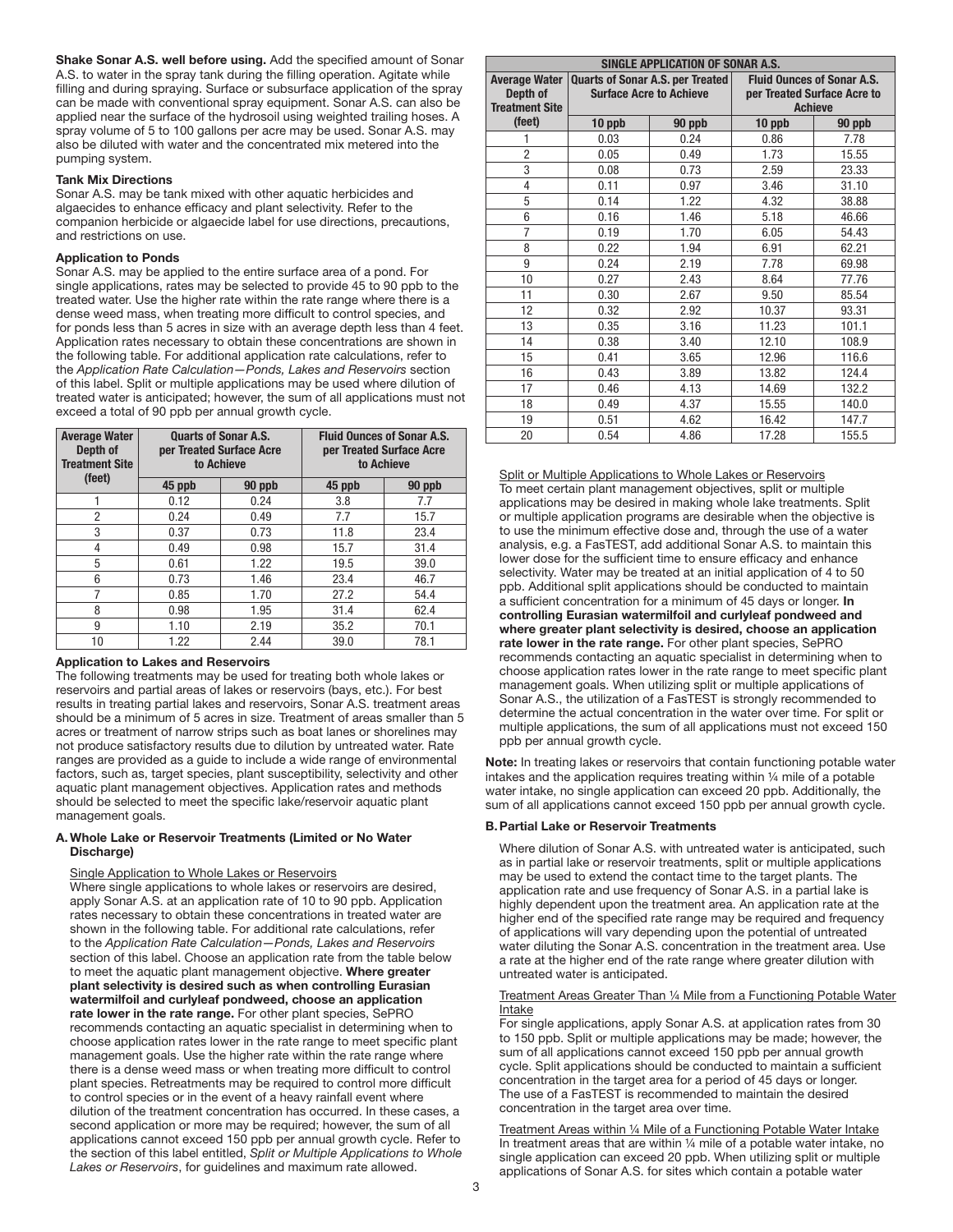**Shake Sonar A.S. well before using.** Add the specified amount of Sonar A.S. to water in the spray tank during the filling operation. Agitate while filling and during spraying. Surface or subsurface application of the spray can be made with conventional spray equipment. Sonar A.S. can also be applied near the surface of the hydrosoil using weighted trailing hoses. A spray volume of 5 to 100 gallons per acre may be used. Sonar A.S. may also be diluted with water and the concentrated mix metered into the pumping system.

**Tank Mix Directions**

Sonar A.S. may be tank mixed with other aquatic herbicides and algaecides to enhance efficacy and plant selectivity. Refer to the companion herbicide or algaecide label for use directions, precautions, and restrictions on use.

**Application to Ponds**

Sonar A.S. may be applied to the entire surface area of a pond. For single applications, rates may be selected to provide 45 to 90 ppb to the treated water. Use the higher rate within the rate range where there is a dense weed mass, when treating more difficult to control species, and for ponds less than 5 acres in size with an average depth less than 4 feet. Application rates necessary to obtain these concentrations are shown in the following table. For additional application rate calculations, refer to the *Application Rate Calculation—Ponds, Lakes and Reservoirs* section of this label. Split or multiple applications may be used where dilution of treated water is anticipated; however, the sum of all applications must not exceed a total of 90 ppb per annual growth cycle.

| Average Water Depth of Treatment Site (feet) | Quarts of Sonar A.S. per Treated Surface Acre to Achieve | | Fluid Ounces of Sonar A.S. per Treated Surface Acre to Achieve | |
|---|---|---|---|---|
| | 45 ppb | 90 ppb | 45 ppb | 90 ppb |
| 1 | 0.12 | 0.24 | 3.8 | 7.7 |
| 2 | 0.24 | 0.49 | 7.7 | 15.7 |
| 3 | 0.37 | 0.73 | 11.8 | 23.4 |
| 4 | 0.49 | 0.98 | 15.7 | 31.4 |
| 5 | 0.61 | 1.22 | 19.5 | 39.0 |
| 6 | 0.73 | 1.46 | 23.4 | 46.7 |
| 7 | 0.85 | 1.70 | 27.2 | 54.4 |
| 8 | 0.98 | 1.95 | 31.4 | 62.4 |
| 9 | 1.10 | 2.19 | 35.2 | 70.1 |
| 10 | 1.22 | 2.44 | 39.0 | 78.1 |

**Application to Lakes and Reservoirs**

The following treatments may be used for treating both whole lakes or reservoirs and partial areas of lakes or reservoirs (bays, etc.). For best results in treating partial lakes and reservoirs, Sonar A.S. treatment areas should be a minimum of 5 acres in size. Treatment of areas smaller than 5 acres or treatment of narrow strips such as boat lanes or shorelines may not produce satisfactory results due to dilution by untreated water. Rate ranges are provided as a guide to include a wide range of environmental factors, such as, target species, plant susceptibility, selectivity and other aquatic plant management objectives. Application rates and methods should be selected to meet the specific lake/reservoir aquatic plant management goals.

**A. Whole Lake or Reservoir Treatments (Limited or No Water Discharge)**

Single Application to Whole Lakes or Reservoirs

Where single applications to whole lakes or reservoirs are desired, apply Sonar A.S. at an application rate of 10 to 90 ppb. Application rates necessary to obtain these concentrations in treated water are shown in the following table. For additional rate calculations, refer to the *Application Rate Calculation—Ponds, Lakes and Reservoirs* section of this label. Choose an application rate from the table below to meet the aquatic plant management objective. **Where greater plant selectivity is desired such as when controlling Eurasian watermilfoil and curlyleaf pondweed, choose an application rate lower in the rate range.** For other plant species, SePRO recommends contacting an aquatic specialist in determining when to choose application rates lower in the rate range to meet specific plant management goals. Use the higher rate within the rate range where there is a dense weed mass or when treating more difficult to control plant species. Retreatments may be required to control more difficult to control species or in the event of a heavy rainfall event where dilution of the treatment concentration has occurred. In these cases, a second application or more may be required; however, the sum of all applications cannot exceed 150 ppb per annual growth cycle. Refer to the section of this label entitled, *Split or Multiple Applications to Whole Lakes or Reservoirs*, for guidelines and maximum rate allowed.

| SINGLE APPLICATION OF SONAR A.S. | | | | |
|---|---|---|---|---|
| Average Water Depth of Treatment Site (feet) | Quarts of Sonar A.S. per Treated Surface Acre to Achieve | | Fluid Ounces of Sonar A.S. per Treated Surface Acre to Achieve | |
| | 10 ppb | 90 ppb | 10 ppb | 90 ppb |
| 1 | 0.03 | 0.24 | 0.86 | 7.78 |
| 2 | 0.05 | 0.49 | 1.73 | 15.55 |
| 3 | 0.08 | 0.73 | 2.59 | 23.33 |
| 4 | 0.11 | 0.97 | 3.46 | 31.10 |
| 5 | 0.14 | 1.22 | 4.32 | 38.88 |
| 6 | 0.16 | 1.46 | 5.18 | 46.66 |
| 7 | 0.19 | 1.70 | 6.05 | 54.43 |
| 8 | 0.22 | 1.94 | 6.91 | 62.21 |
| 9 | 0.24 | 2.19 | 7.78 | 69.98 |
| 10 | 0.27 | 2.43 | 8.64 | 77.76 |
| 11 | 0.30 | 2.67 | 9.50 | 85.54 |
| 12 | 0.32 | 2.92 | 10.37 | 93.31 |
| 13 | 0.35 | 3.16 | 11.23 | 101.1 |
| 14 | 0.38 | 3.40 | 12.10 | 108.9 |
| 15 | 0.41 | 3.65 | 12.96 | 116.6 |
| 16 | 0.43 | 3.89 | 13.82 | 124.4 |
| 17 | 0.46 | 4.13 | 14.69 | 132.2 |
| 18 | 0.49 | 4.37 | 15.55 | 140.0 |
| 19 | 0.51 | 4.62 | 16.42 | 147.7 |
| 20 | 0.54 | 4.86 | 17.28 | 155.5 |

Split or Multiple Applications to Whole Lakes or Reservoirs

To meet certain plant management objectives, split or multiple applications may be desired in making whole lake treatments. Split or multiple application programs are desirable when the objective is to use the minimum effective dose and, through the use of a water analysis, e.g. a FasTEST, add additional Sonar A.S. to maintain this lower dose for the sufficient time to ensure efficacy and enhance selectivity. Water may be treated at an initial application of 4 to 50 ppb. Additional split applications should be conducted to maintain a sufficient concentration for a minimum of 45 days or longer. **In controlling Eurasian watermilfoil and curlyleaf pondweed and where greater plant selectivity is desired, choose an application rate lower in the rate range.** For other plant species, SePRO recommends contacting an aquatic specialist in determining when to choose application rates lower in the rate range to meet specific plant management goals. When utilizing split or multiple applications of Sonar A.S., the utilization of a FasTEST is strongly recommended to determine the actual concentration in the water over time. For split or multiple applications, the sum of all applications must not exceed 150 ppb per annual growth cycle.

**Note:** In treating lakes or reservoirs that contain functioning potable water intakes and the application requires treating within ¼ mile of a potable water intake, no single application can exceed 20 ppb. Additionally, the sum of all applications cannot exceed 150 ppb per annual growth cycle.

**B. Partial Lake or Reservoir Treatments**

Where dilution of Sonar A.S. with untreated water is anticipated, such as in partial lake or reservoir treatments, split or multiple applications may be used to extend the contact time to the target plants. The application rate and use frequency of Sonar A.S. in a partial lake is highly dependent upon the treatment area. An application rate at the higher end of the specified rate range may be required and frequency of applications will vary depending upon the potential of untreated water diluting the Sonar A.S. concentration in the treatment area. Use a rate at the higher end of the rate range where greater dilution with untreated water is anticipated.

Treatment Areas Greater Than ¼ Mile from a Functioning Potable Water Intake

For single applications, apply Sonar A.S. at application rates from 30 to 150 ppb. Split or multiple applications may be made; however, the sum of all applications cannot exceed 150 ppb per annual growth cycle. Split applications should be conducted to maintain a sufficient concentration in the target area for a period of 45 days or longer. The use of a FasTEST is recommended to maintain the desired concentration in the target area over time.

Treatment Areas within ¼ Mile of a Functioning Potable Water Intake

In treatment areas that are within ¼ mile of a potable water intake, no single application can exceed 20 ppb. When utilizing split or multiple applications of Sonar A.S. for sites which contain a potable water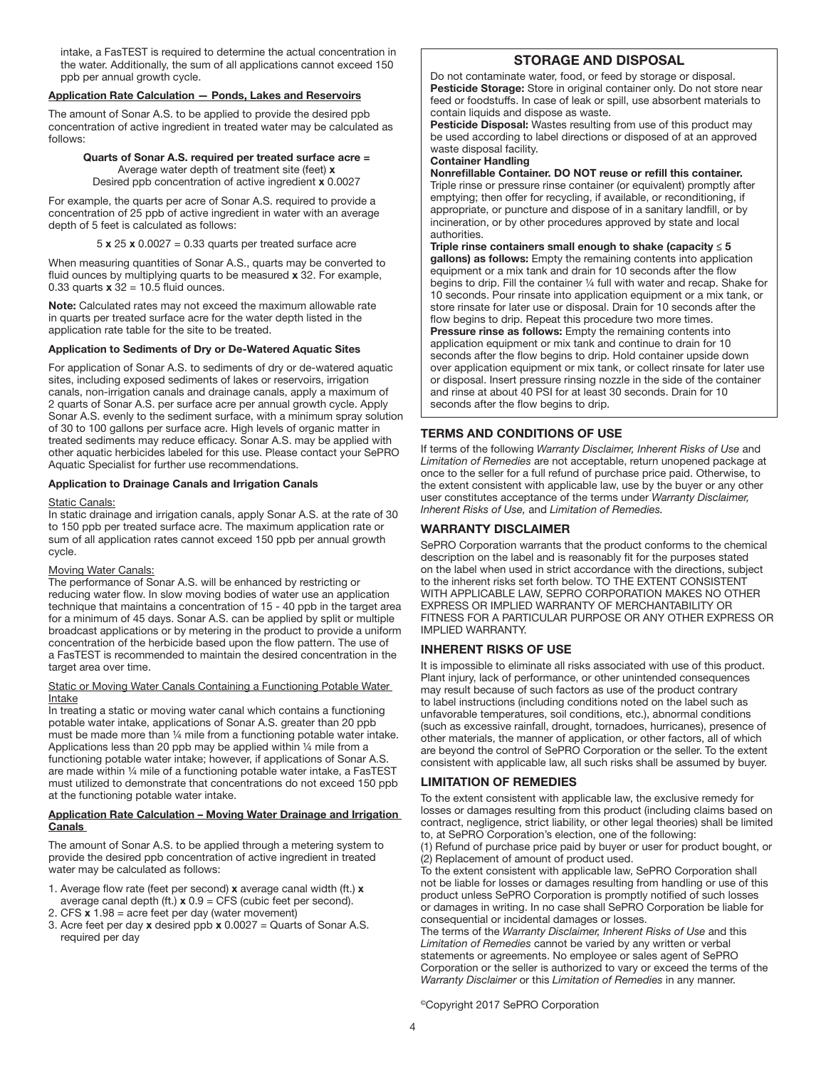intake, a FasTEST is required to determine the actual concentration in the water. Additionally, the sum of all applications cannot exceed 150 ppb per annual growth cycle.

#### Application Rate Calculation — Ponds, Lakes and Reservoirs

The amount of Sonar A.S. to be applied to provide the desired ppb concentration of active ingredient in treated water may be calculated as follows:

**Quarts of Sonar A.S. required per treated surface acre =**
Average water depth of treatment site (feet) **x**
Desired ppb concentration of active ingredient **x** 0.0027

For example, the quarts per acre of Sonar A.S. required to provide a concentration of 25 ppb of active ingredient in water with an average depth of 5 feet is calculated as follows:

5 **x** 25 **x** 0.0027 = 0.33 quarts per treated surface acre

When measuring quantities of Sonar A.S., quarts may be converted to fluid ounces by multiplying quarts to be measured **x** 32. For example, 0.33 quarts **x** 32 = 10.5 fluid ounces.

**Note:** Calculated rates may not exceed the maximum allowable rate in quarts per treated surface acre for the water depth listed in the application rate table for the site to be treated.

#### Application to Sediments of Dry or De-Watered Aquatic Sites

For application of Sonar A.S. to sediments of dry or de-watered aquatic sites, including exposed sediments of lakes or reservoirs, irrigation canals, non-irrigation canals and drainage canals, apply a maximum of 2 quarts of Sonar A.S. per surface acre per annual growth cycle. Apply Sonar A.S. evenly to the sediment surface, with a minimum spray solution of 30 to 100 gallons per surface acre. High levels of organic matter in treated sediments may reduce efficacy. Sonar A.S. may be applied with other aquatic herbicides labeled for this use. Please contact your SePRO Aquatic Specialist for further use recommendations.

#### Application to Drainage Canals and Irrigation Canals

Static Canals:
In static drainage and irrigation canals, apply Sonar A.S. at the rate of 30 to 150 ppb per treated surface acre. The maximum application rate or sum of all application rates cannot exceed 150 ppb per annual growth cycle.

Moving Water Canals:
The performance of Sonar A.S. will be enhanced by restricting or reducing water flow. In slow moving bodies of water use an application technique that maintains a concentration of 15 - 40 ppb in the target area for a minimum of 45 days. Sonar A.S. can be applied by split or multiple broadcast applications or by metering in the product to provide a uniform concentration of the herbicide based upon the flow pattern. The use of a FasTEST is recommended to maintain the desired concentration in the target area over time.

Static or Moving Water Canals Containing a Functioning Potable Water Intake
In treating a static or moving water canal which contains a functioning potable water intake, applications of Sonar A.S. greater than 20 ppb must be made more than ¼ mile from a functioning potable water intake. Applications less than 20 ppb may be applied within ¼ mile from a functioning potable water intake; however, if applications of Sonar A.S. are made within ¼ mile of a functioning potable water intake, a FasTEST must utilized to demonstrate that concentrations do not exceed 150 ppb at the functioning potable water intake.

#### Application Rate Calculation – Moving Water Drainage and Irrigation Canals

The amount of Sonar A.S. to be applied through a metering system to provide the desired ppb concentration of active ingredient in treated water may be calculated as follows:

1. Average flow rate (feet per second) **x** average canal width (ft.) **x** average canal depth (ft.) **x** 0.9 = CFS (cubic feet per second).
2. CFS **x** 1.98 = acre feet per day (water movement)
3. Acre feet per day **x** desired ppb **x** 0.0027 = Quarts of Sonar A.S. required per day

## STORAGE AND DISPOSAL

Do not contaminate water, food, or feed by storage or disposal.
**Pesticide Storage:** Store in original container only. Do not store near feed or foodstuffs. In case of leak or spill, use absorbent materials to contain liquids and dispose as waste.
**Pesticide Disposal:** Wastes resulting from use of this product may be used according to label directions or disposed of at an approved waste disposal facility.
**Container Handling**
**Nonrefillable Container. DO NOT reuse or refill this container.** Triple rinse or pressure rinse container (or equivalent) promptly after emptying; then offer for recycling, if available, or reconditioning, if appropriate, or puncture and dispose of in a sanitary landfill, or by incineration, or by other procedures approved by state and local authorities.
**Triple rinse containers small enough to shake (capacity ≤ 5 gallons) as follows:** Empty the remaining contents into application equipment or a mix tank and drain for 10 seconds after the flow begins to drip. Fill the container ¼ full with water and recap. Shake for 10 seconds. Pour rinsate into application equipment or a mix tank, or store rinsate for later use or disposal. Drain for 10 seconds after the flow begins to drip. Repeat this procedure two more times.
**Pressure rinse as follows:** Empty the remaining contents into application equipment or mix tank and continue to drain for 10 seconds after the flow begins to drip. Hold container upside down over application equipment or mix tank, or collect rinsate for later use or disposal. Insert pressure rinsing nozzle in the side of the container and rinse at about 40 PSI for at least 30 seconds. Drain for 10 seconds after the flow begins to drip.

## TERMS AND CONDITIONS OF USE

If terms of the following *Warranty Disclaimer, Inherent Risks of Use* and *Limitation of Remedies* are not acceptable, return unopened package at once to the seller for a full refund of purchase price paid. Otherwise, to the extent consistent with applicable law, use by the buyer or any other user constitutes acceptance of the terms under *Warranty Disclaimer, Inherent Risks of Use,* and *Limitation of Remedies.*

## WARRANTY DISCLAIMER

SePRO Corporation warrants that the product conforms to the chemical description on the label and is reasonably fit for the purposes stated on the label when used in strict accordance with the directions, subject to the inherent risks set forth below. TO THE EXTENT CONSISTENT WITH APPLICABLE LAW, SEPRO CORPORATION MAKES NO OTHER EXPRESS OR IMPLIED WARRANTY OF MERCHANTABILITY OR FITNESS FOR A PARTICULAR PURPOSE OR ANY OTHER EXPRESS OR IMPLIED WARRANTY.

## INHERENT RISKS OF USE

It is impossible to eliminate all risks associated with use of this product. Plant injury, lack of performance, or other unintended consequences may result because of such factors as use of the product contrary to label instructions (including conditions noted on the label such as unfavorable temperatures, soil conditions, etc.), abnormal conditions (such as excessive rainfall, drought, tornadoes, hurricanes), presence of other materials, the manner of application, or other factors, all of which are beyond the control of SePRO Corporation or the seller. To the extent consistent with applicable law, all such risks shall be assumed by buyer.

## LIMITATION OF REMEDIES

To the extent consistent with applicable law, the exclusive remedy for losses or damages resulting from this product (including claims based on contract, negligence, strict liability, or other legal theories) shall be limited to, at SePRO Corporation's election, one of the following:
(1) Refund of purchase price paid by buyer or user for product bought, or
(2) Replacement of amount of product used.
To the extent consistent with applicable law, SePRO Corporation shall not be liable for losses or damages resulting from handling or use of this product unless SePRO Corporation is promptly notified of such losses or damages in writing. In no case shall SePRO Corporation be liable for consequential or incidental damages or losses.
The terms of the *Warranty Disclaimer, Inherent Risks of Use* and this *Limitation of Remedies* cannot be varied by any written or verbal statements or agreements. No employee or sales agent of SePRO Corporation or the seller is authorized to vary or exceed the terms of the *Warranty Disclaimer* or this *Limitation of Remedies* in any manner.

©Copyright 2017 SePRO Corporation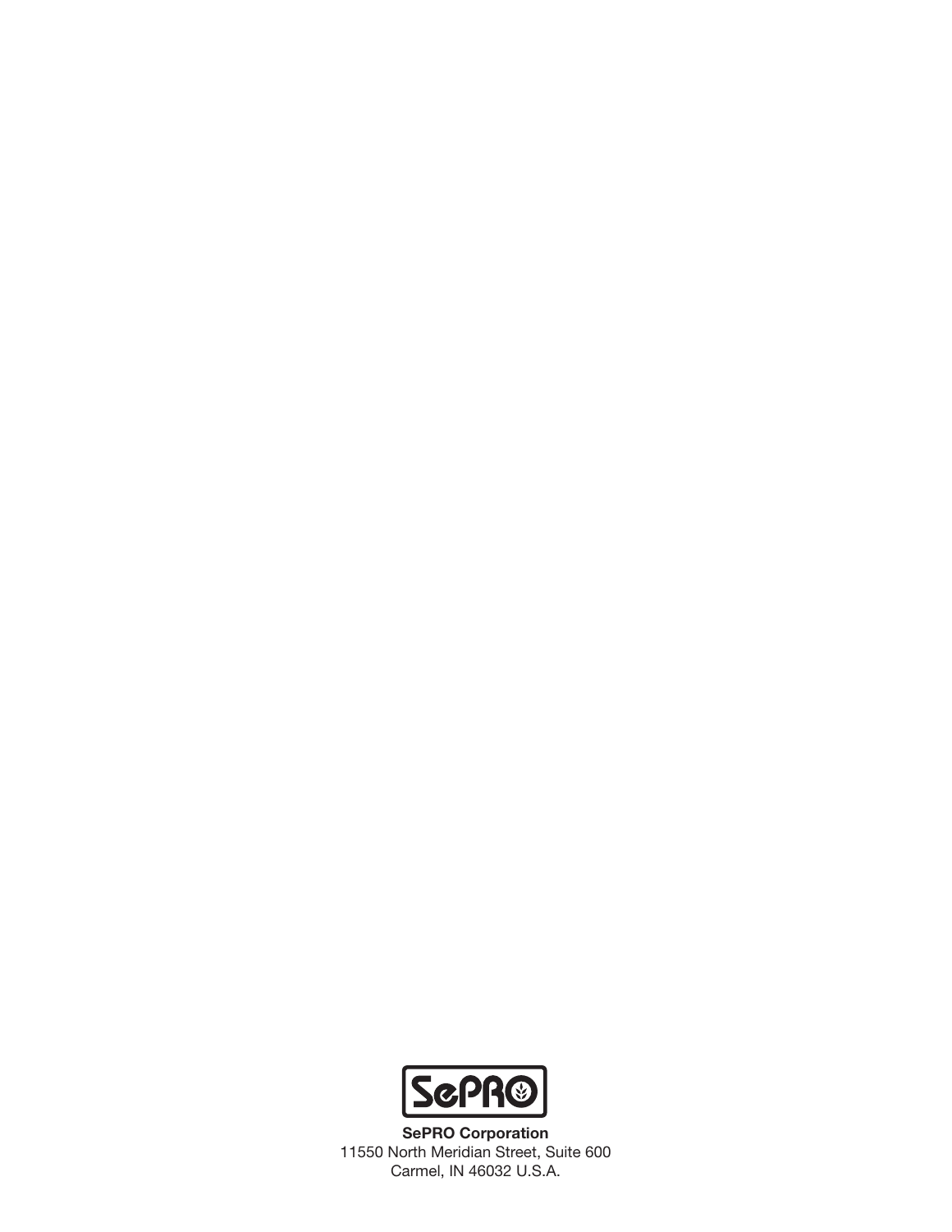SePRO

**SePRO Corporation**
11550 North Meridian Street, Suite 600
Carmel, IN 46032 U.S.A.